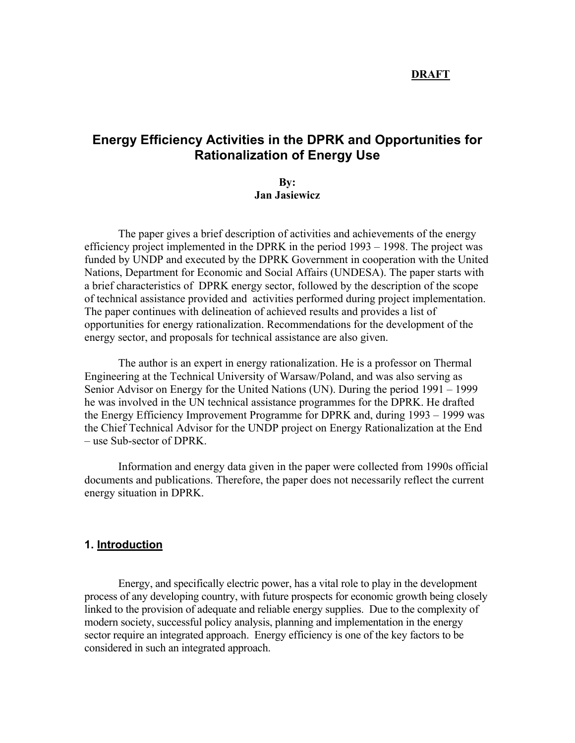**DRAFT**

# Energy Efficiency Activities in the DPRK and Opportunities for Rationalization of Energy Use

**By:**
**Jan Jasiewicz**

The paper gives a brief description of activities and achievements of the energy efficiency project implemented in the DPRK in the period 1993 – 1998. The project was funded by UNDP and executed by the DPRK Government in cooperation with the United Nations, Department for Economic and Social Affairs (UNDESA). The paper starts with a brief characteristics of DPRK energy sector, followed by the description of the scope of technical assistance provided and activities performed during project implementation. The paper continues with delineation of achieved results and provides a list of opportunities for energy rationalization. Recommendations for the development of the energy sector, and proposals for technical assistance are also given.

The author is an expert in energy rationalization. He is a professor on Thermal Engineering at the Technical University of Warsaw/Poland, and was also serving as Senior Advisor on Energy for the United Nations (UN). During the period 1991 – 1999 he was involved in the UN technical assistance programmes for the DPRK. He drafted the Energy Efficiency Improvement Programme for DPRK and, during 1993 – 1999 was the Chief Technical Advisor for the UNDP project on Energy Rationalization at the End – use Sub-sector of DPRK.

Information and energy data given in the paper were collected from 1990s official documents and publications. Therefore, the paper does not necessarily reflect the current energy situation in DPRK.

## 1. Introduction

Energy, and specifically electric power, has a vital role to play in the development process of any developing country, with future prospects for economic growth being closely linked to the provision of adequate and reliable energy supplies. Due to the complexity of modern society, successful policy analysis, planning and implementation in the energy sector require an integrated approach. Energy efficiency is one of the key factors to be considered in such an integrated approach.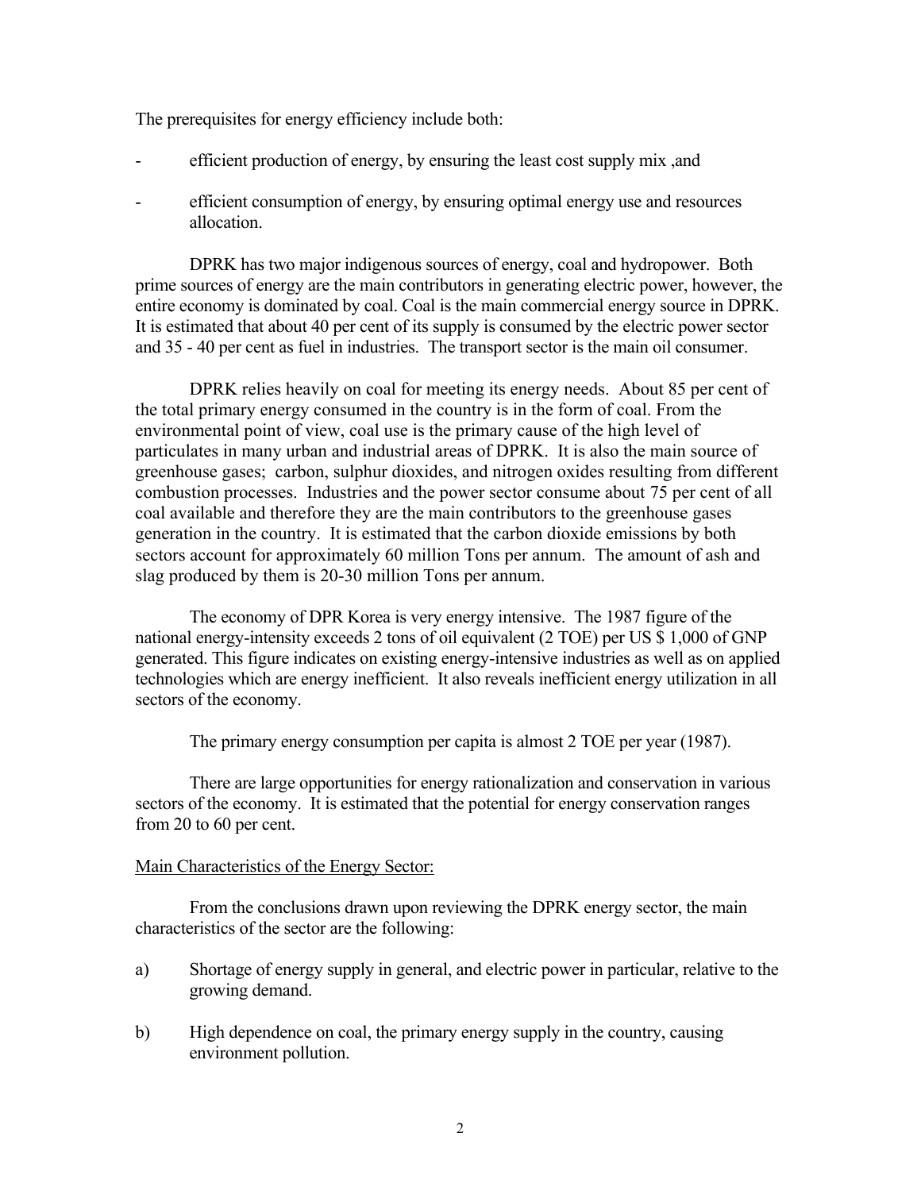The prerequisites for energy efficiency include both:

- efficient production of energy, by ensuring the least cost supply mix ,and
- efficient consumption of energy, by ensuring optimal energy use and resources allocation.

DPRK has two major indigenous sources of energy, coal and hydropower. Both prime sources of energy are the main contributors in generating electric power, however, the entire economy is dominated by coal. Coal is the main commercial energy source in DPRK. It is estimated that about 40 per cent of its supply is consumed by the electric power sector and 35 - 40 per cent as fuel in industries. The transport sector is the main oil consumer.

DPRK relies heavily on coal for meeting its energy needs. About 85 per cent of the total primary energy consumed in the country is in the form of coal. From the environmental point of view, coal use is the primary cause of the high level of particulates in many urban and industrial areas of DPRK. It is also the main source of greenhouse gases; carbon, sulphur dioxides, and nitrogen oxides resulting from different combustion processes. Industries and the power sector consume about 75 per cent of all coal available and therefore they are the main contributors to the greenhouse gases generation in the country. It is estimated that the carbon dioxide emissions by both sectors account for approximately 60 million Tons per annum. The amount of ash and slag produced by them is 20-30 million Tons per annum.

The economy of DPR Korea is very energy intensive. The 1987 figure of the national energy-intensity exceeds 2 tons of oil equivalent (2 TOE) per US $ 1,000 of GNP generated. This figure indicates on existing energy-intensive industries as well as on applied technologies which are energy inefficient. It also reveals inefficient energy utilization in all sectors of the economy.

The primary energy consumption per capita is almost 2 TOE per year (1987).

There are large opportunities for energy rationalization and conservation in various sectors of the economy. It is estimated that the potential for energy conservation ranges from 20 to 60 per cent.

Main Characteristics of the Energy Sector:

From the conclusions drawn upon reviewing the DPRK energy sector, the main characteristics of the sector are the following:

a) Shortage of energy supply in general, and electric power in particular, relative to the growing demand.

b) High dependence on coal, the primary energy supply in the country, causing environment pollution.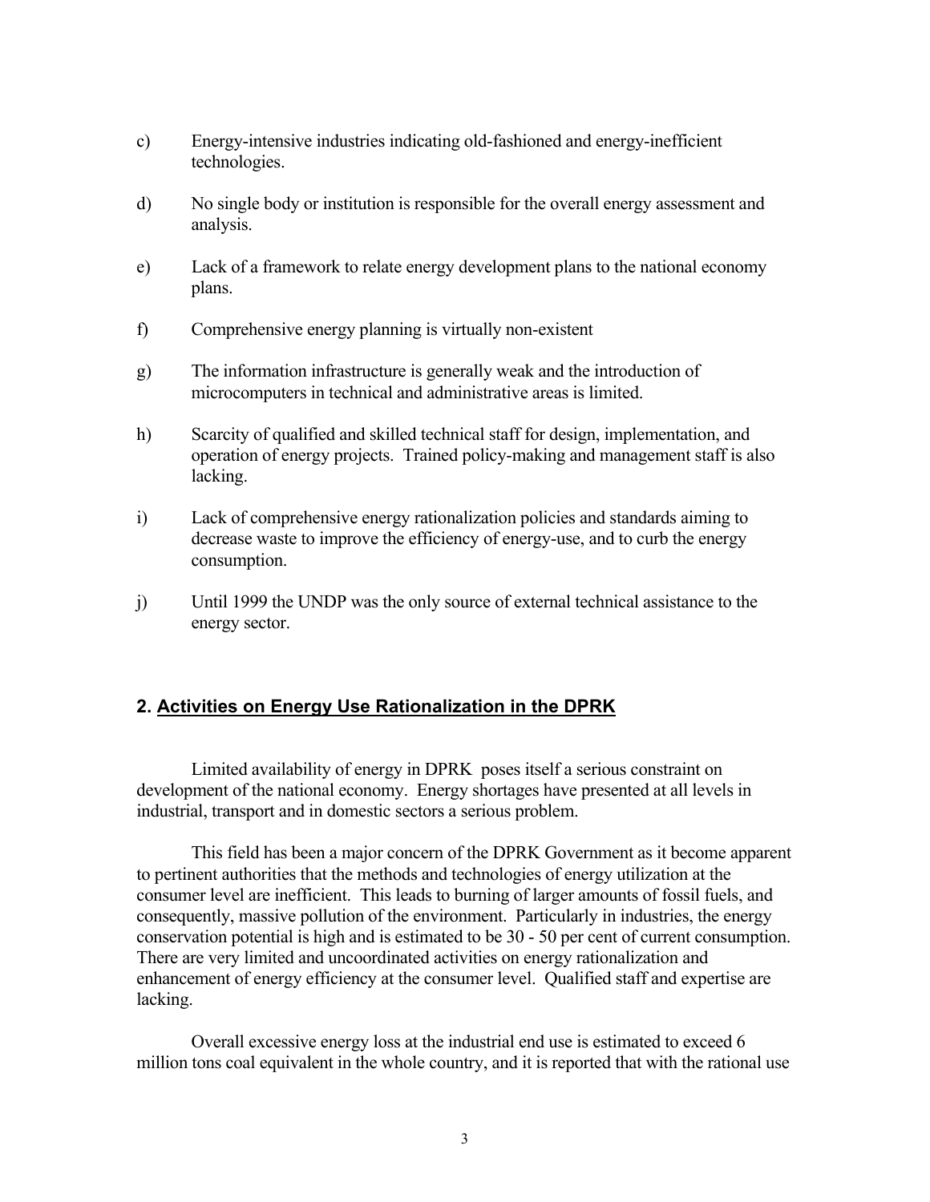c) Energy-intensive industries indicating old-fashioned and energy-inefficient technologies.

d) No single body or institution is responsible for the overall energy assessment and analysis.

e) Lack of a framework to relate energy development plans to the national economy plans.

f) Comprehensive energy planning is virtually non-existent

g) The information infrastructure is generally weak and the introduction of microcomputers in technical and administrative areas is limited.

h) Scarcity of qualified and skilled technical staff for design, implementation, and operation of energy projects. Trained policy-making and management staff is also lacking.

i) Lack of comprehensive energy rationalization policies and standards aiming to decrease waste to improve the efficiency of energy-use, and to curb the energy consumption.

j) Until 1999 the UNDP was the only source of external technical assistance to the energy sector.

## 2. Activities on Energy Use Rationalization in the DPRK

Limited availability of energy in DPRK poses itself a serious constraint on development of the national economy. Energy shortages have presented at all levels in industrial, transport and in domestic sectors a serious problem.

This field has been a major concern of the DPRK Government as it become apparent to pertinent authorities that the methods and technologies of energy utilization at the consumer level are inefficient. This leads to burning of larger amounts of fossil fuels, and consequently, massive pollution of the environment. Particularly in industries, the energy conservation potential is high and is estimated to be 30 - 50 per cent of current consumption. There are very limited and uncoordinated activities on energy rationalization and enhancement of energy efficiency at the consumer level. Qualified staff and expertise are lacking.

Overall excessive energy loss at the industrial end use is estimated to exceed 6 million tons coal equivalent in the whole country, and it is reported that with the rational use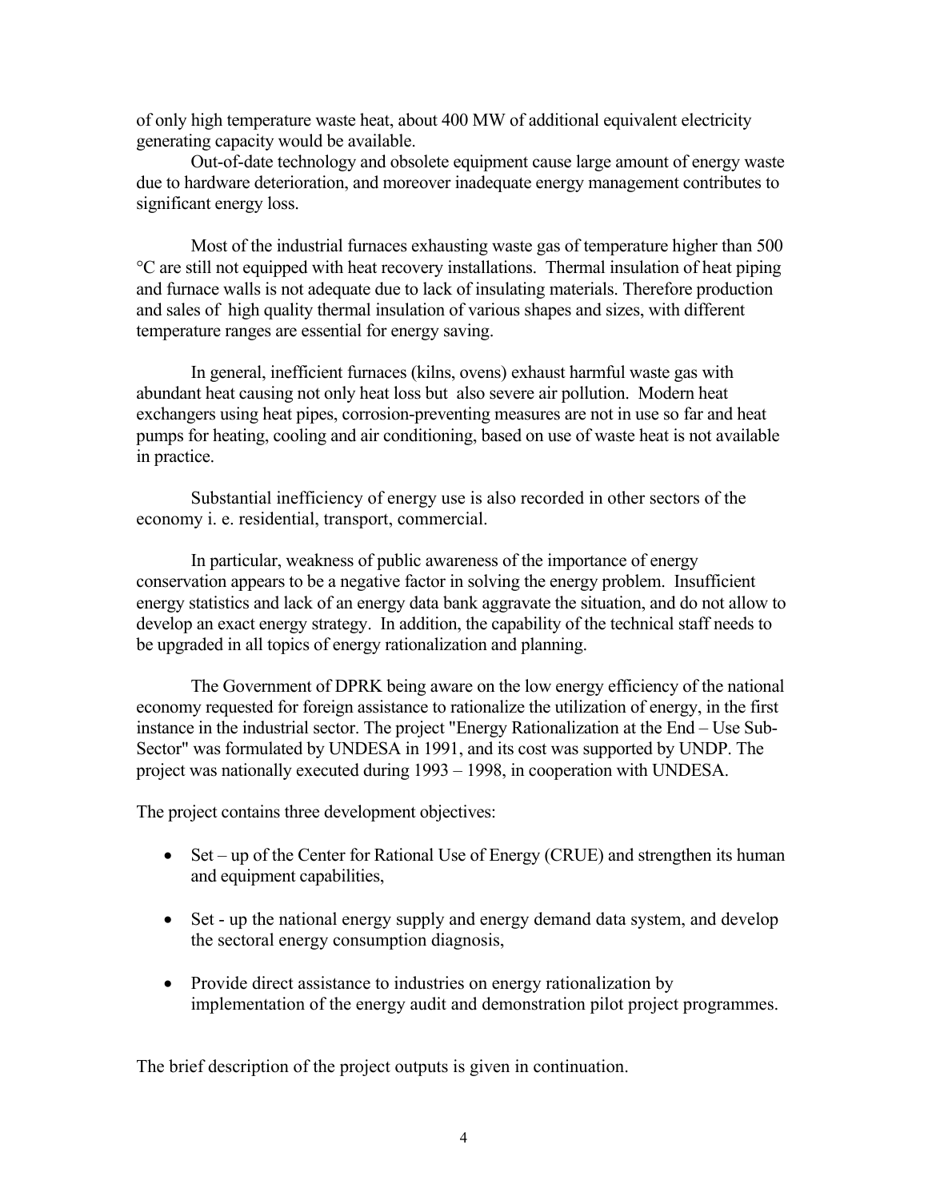of only high temperature waste heat, about 400 MW of additional equivalent electricity generating capacity would be available.

Out-of-date technology and obsolete equipment cause large amount of energy waste due to hardware deterioration, and moreover inadequate energy management contributes to significant energy loss.

Most of the industrial furnaces exhausting waste gas of temperature higher than 500 °C are still not equipped with heat recovery installations. Thermal insulation of heat piping and furnace walls is not adequate due to lack of insulating materials. Therefore production and sales of high quality thermal insulation of various shapes and sizes, with different temperature ranges are essential for energy saving.

In general, inefficient furnaces (kilns, ovens) exhaust harmful waste gas with abundant heat causing not only heat loss but also severe air pollution. Modern heat exchangers using heat pipes, corrosion-preventing measures are not in use so far and heat pumps for heating, cooling and air conditioning, based on use of waste heat is not available in practice.

Substantial inefficiency of energy use is also recorded in other sectors of the economy i. e. residential, transport, commercial.

In particular, weakness of public awareness of the importance of energy conservation appears to be a negative factor in solving the energy problem. Insufficient energy statistics and lack of an energy data bank aggravate the situation, and do not allow to develop an exact energy strategy. In addition, the capability of the technical staff needs to be upgraded in all topics of energy rationalization and planning.

The Government of DPRK being aware on the low energy efficiency of the national economy requested for foreign assistance to rationalize the utilization of energy, in the first instance in the industrial sector. The project "Energy Rationalization at the End – Use Sub-Sector" was formulated by UNDESA in 1991, and its cost was supported by UNDP. The project was nationally executed during 1993 – 1998, in cooperation with UNDESA.

The project contains three development objectives:

- Set – up of the Center for Rational Use of Energy (CRUE) and strengthen its human and equipment capabilities,
- Set - up the national energy supply and energy demand data system, and develop the sectoral energy consumption diagnosis,
- Provide direct assistance to industries on energy rationalization by implementation of the energy audit and demonstration pilot project programmes.

The brief description of the project outputs is given in continuation.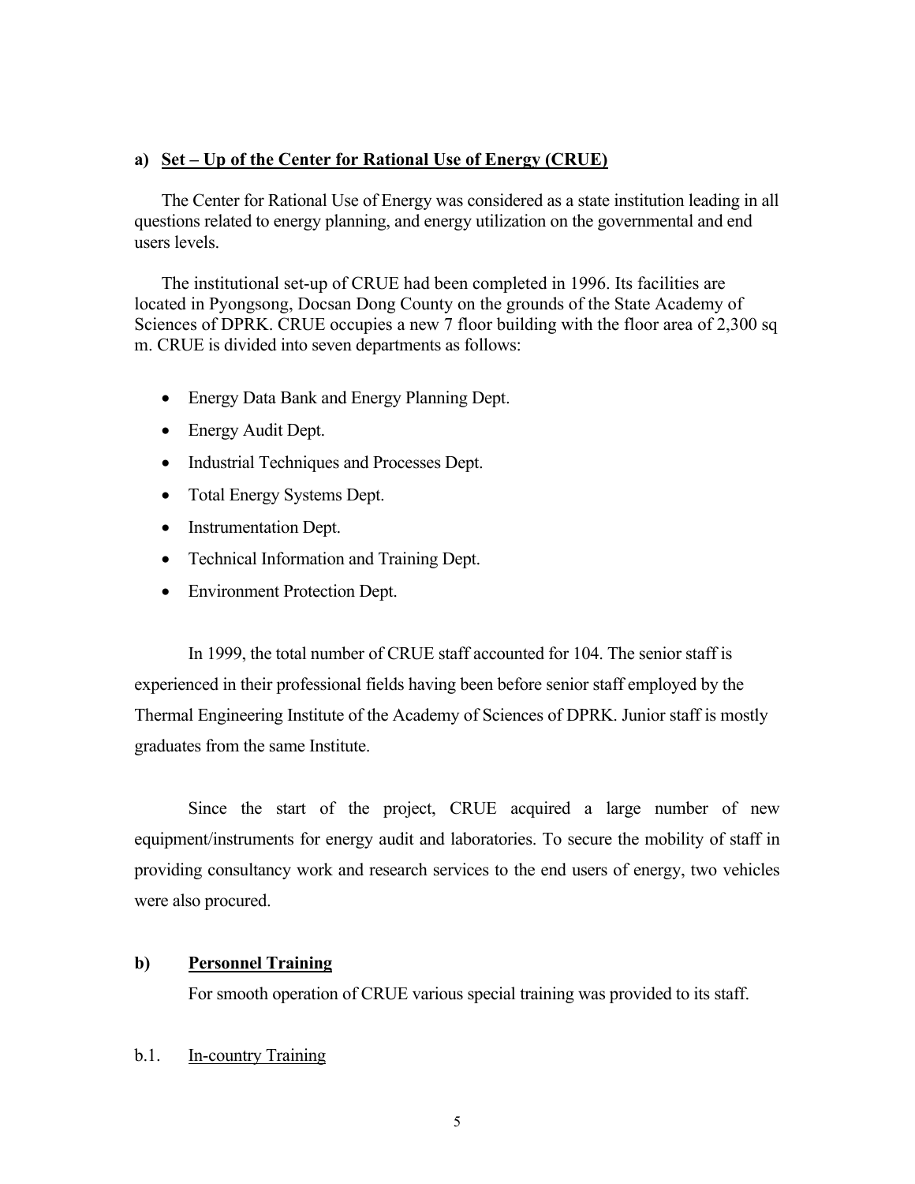### a) Set – Up of the Center for Rational Use of Energy (CRUE)

The Center for Rational Use of Energy was considered as a state institution leading in all questions related to energy planning, and energy utilization on the governmental and end users levels.

The institutional set-up of CRUE had been completed in 1996. Its facilities are located in Pyongsong, Docsan Dong County on the grounds of the State Academy of Sciences of DPRK. CRUE occupies a new 7 floor building with the floor area of 2,300 sq m. CRUE is divided into seven departments as follows:

- Energy Data Bank and Energy Planning Dept.
- Energy Audit Dept.
- Industrial Techniques and Processes Dept.
- Total Energy Systems Dept.
- Instrumentation Dept.
- Technical Information and Training Dept.
- Environment Protection Dept.

In 1999, the total number of CRUE staff accounted for 104. The senior staff is experienced in their professional fields having been before senior staff employed by the Thermal Engineering Institute of the Academy of Sciences of DPRK. Junior staff is mostly graduates from the same Institute.

Since the start of the project, CRUE acquired a large number of new equipment/instruments for energy audit and laboratories. To secure the mobility of staff in providing consultancy work and research services to the end users of energy, two vehicles were also procured.

### b) Personnel Training

For smooth operation of CRUE various special training was provided to its staff.

#### b.1. In-country Training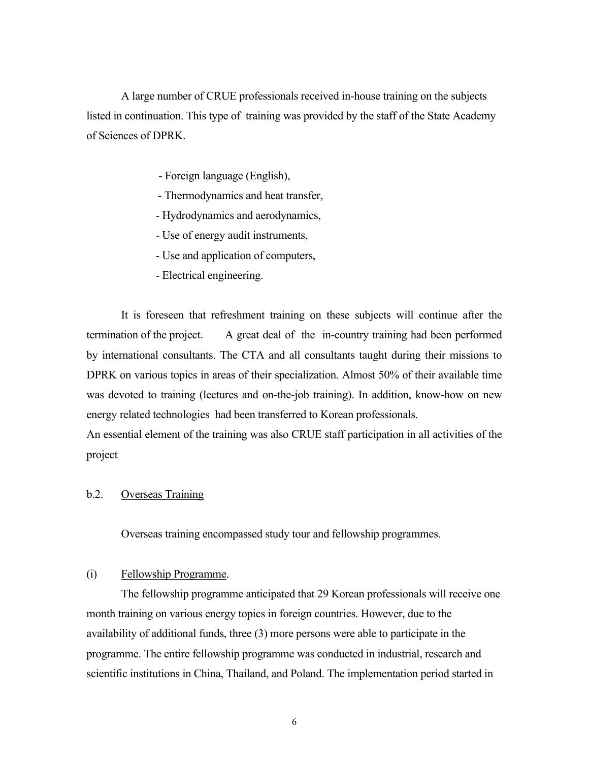A large number of CRUE professionals received in-house training on the subjects listed in continuation. This type of training was provided by the staff of the State Academy of Sciences of DPRK.

- Foreign language (English),
- Thermodynamics and heat transfer,
- Hydrodynamics and aerodynamics,
- Use of energy audit instruments,
- Use and application of computers,
- Electrical engineering.

It is foreseen that refreshment training on these subjects will continue after the termination of the project. A great deal of the in-country training had been performed by international consultants. The CTA and all consultants taught during their missions to DPRK on various topics in areas of their specialization. Almost 50% of their available time was devoted to training (lectures and on-the-job training). In addition, know-how on new energy related technologies had been transferred to Korean professionals.

An essential element of the training was also CRUE staff participation in all activities of the project

b.2. Overseas Training

Overseas training encompassed study tour and fellowship programmes.

(i) Fellowship Programme.

The fellowship programme anticipated that 29 Korean professionals will receive one month training on various energy topics in foreign countries. However, due to the availability of additional funds, three (3) more persons were able to participate in the programme. The entire fellowship programme was conducted in industrial, research and scientific institutions in China, Thailand, and Poland. The implementation period started in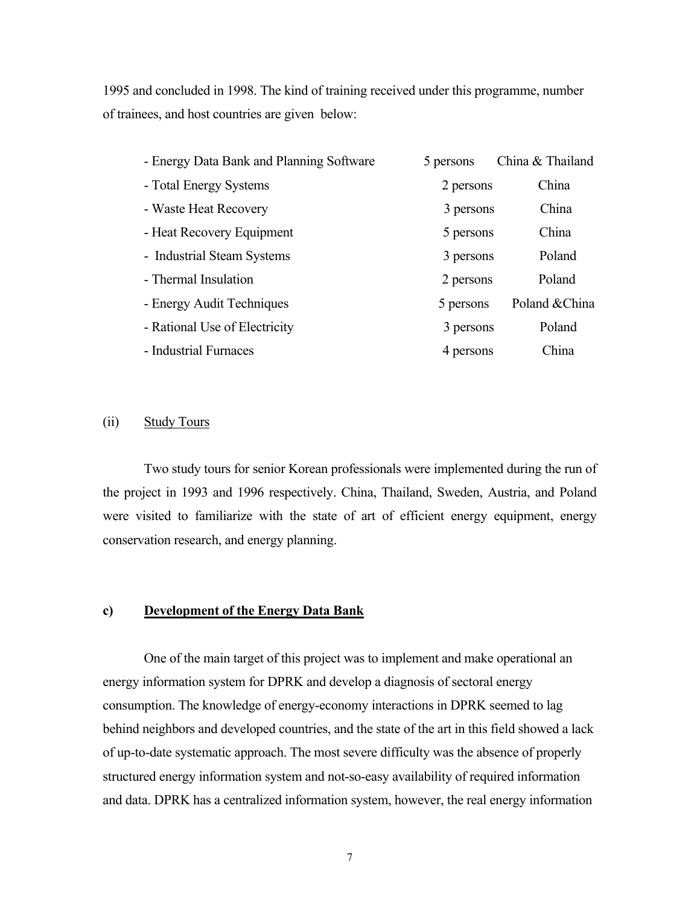1995 and concluded in 1998. The kind of training received under this programme, number of trainees, and host countries are given below:

| | | |
|---|---|---|
| - Energy Data Bank and Planning Software | 5 persons | China & Thailand |
| - Total Energy Systems | 2 persons | China |
| - Waste Heat Recovery | 3 persons | China |
| - Heat Recovery Equipment | 5 persons | China |
| - Industrial Steam Systems | 3 persons | Poland |
| - Thermal Insulation | 2 persons | Poland |
| - Energy Audit Techniques | 5 persons | Poland &China |
| - Rational Use of Electricity | 3 persons | Poland |
| - Industrial Furnaces | 4 persons | China |

(ii) <u>Study Tours</u>

Two study tours for senior Korean professionals were implemented during the run of the project in 1993 and 1996 respectively. China, Thailand, Sweden, Austria, and Poland were visited to familiarize with the state of art of efficient energy equipment, energy conservation research, and energy planning.

### c) <u>Development of the Energy Data Bank</u>

One of the main target of this project was to implement and make operational an energy information system for DPRK and develop a diagnosis of sectoral energy consumption. The knowledge of energy-economy interactions in DPRK seemed to lag behind neighbors and developed countries, and the state of the art in this field showed a lack of up-to-date systematic approach. The most severe difficulty was the absence of properly structured energy information system and not-so-easy availability of required information and data. DPRK has a centralized information system, however, the real energy information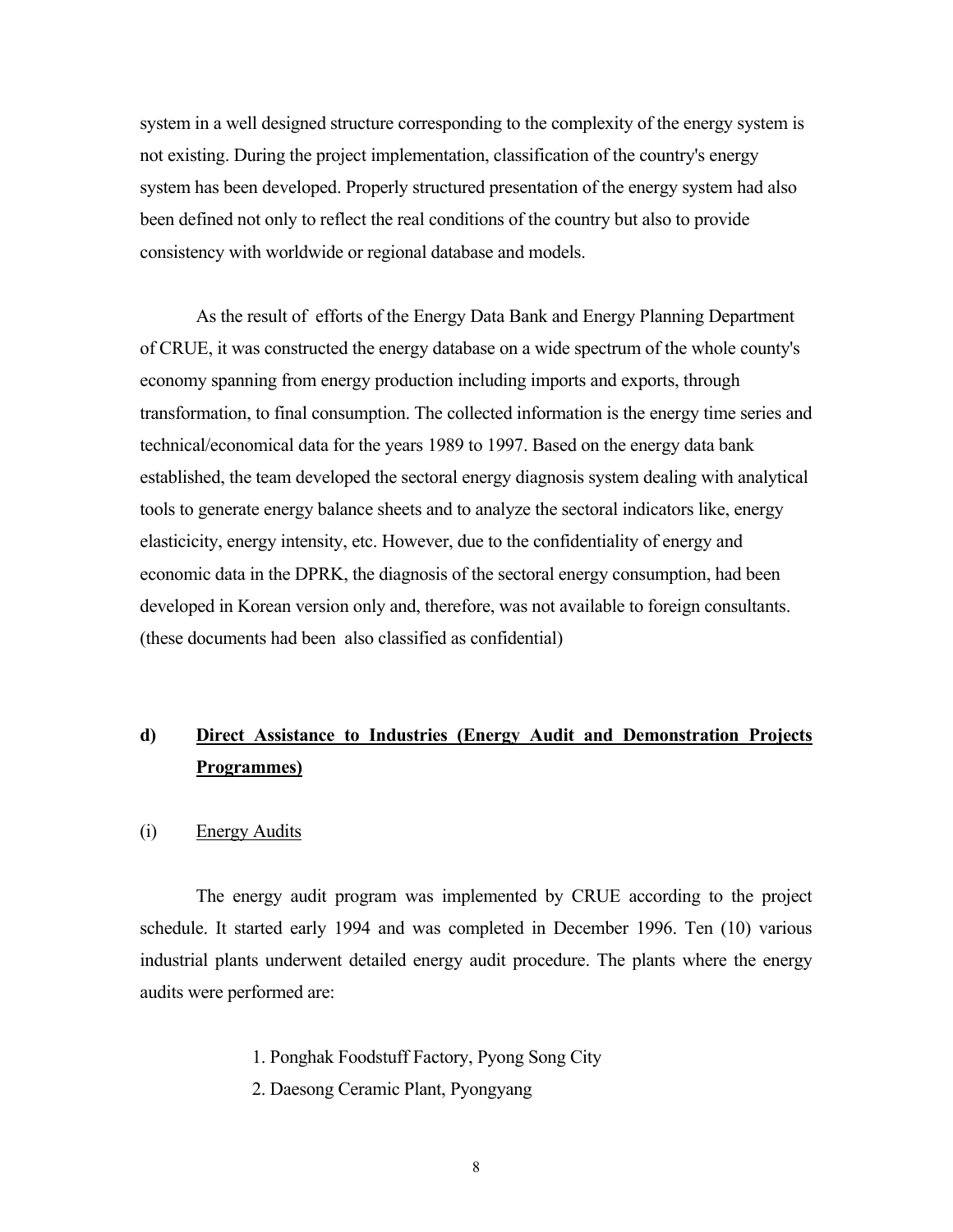system in a well designed structure corresponding to the complexity of the energy system is not existing. During the project implementation, classification of the country's energy system has been developed. Properly structured presentation of the energy system had also been defined not only to reflect the real conditions of the country but also to provide consistency with worldwide or regional database and models.

As the result of efforts of the Energy Data Bank and Energy Planning Department of CRUE, it was constructed the energy database on a wide spectrum of the whole county's economy spanning from energy production including imports and exports, through transformation, to final consumption. The collected information is the energy time series and technical/economical data for the years 1989 to 1997. Based on the energy data bank established, the team developed the sectoral energy diagnosis system dealing with analytical tools to generate energy balance sheets and to analyze the sectoral indicators like, energy elasticicity, energy intensity, etc. However, due to the confidentiality of energy and economic data in the DPRK, the diagnosis of the sectoral energy consumption, had been developed in Korean version only and, therefore, was not available to foreign consultants. (these documents had been also classified as confidential)

### d) Direct Assistance to Industries (Energy Audit and Demonstration Projects Programmes)

(i) Energy Audits

The energy audit program was implemented by CRUE according to the project schedule. It started early 1994 and was completed in December 1996. Ten (10) various industrial plants underwent detailed energy audit procedure. The plants where the energy audits were performed are:

1. Ponghak Foodstuff Factory, Pyong Song City
2. Daesong Ceramic Plant, Pyongyang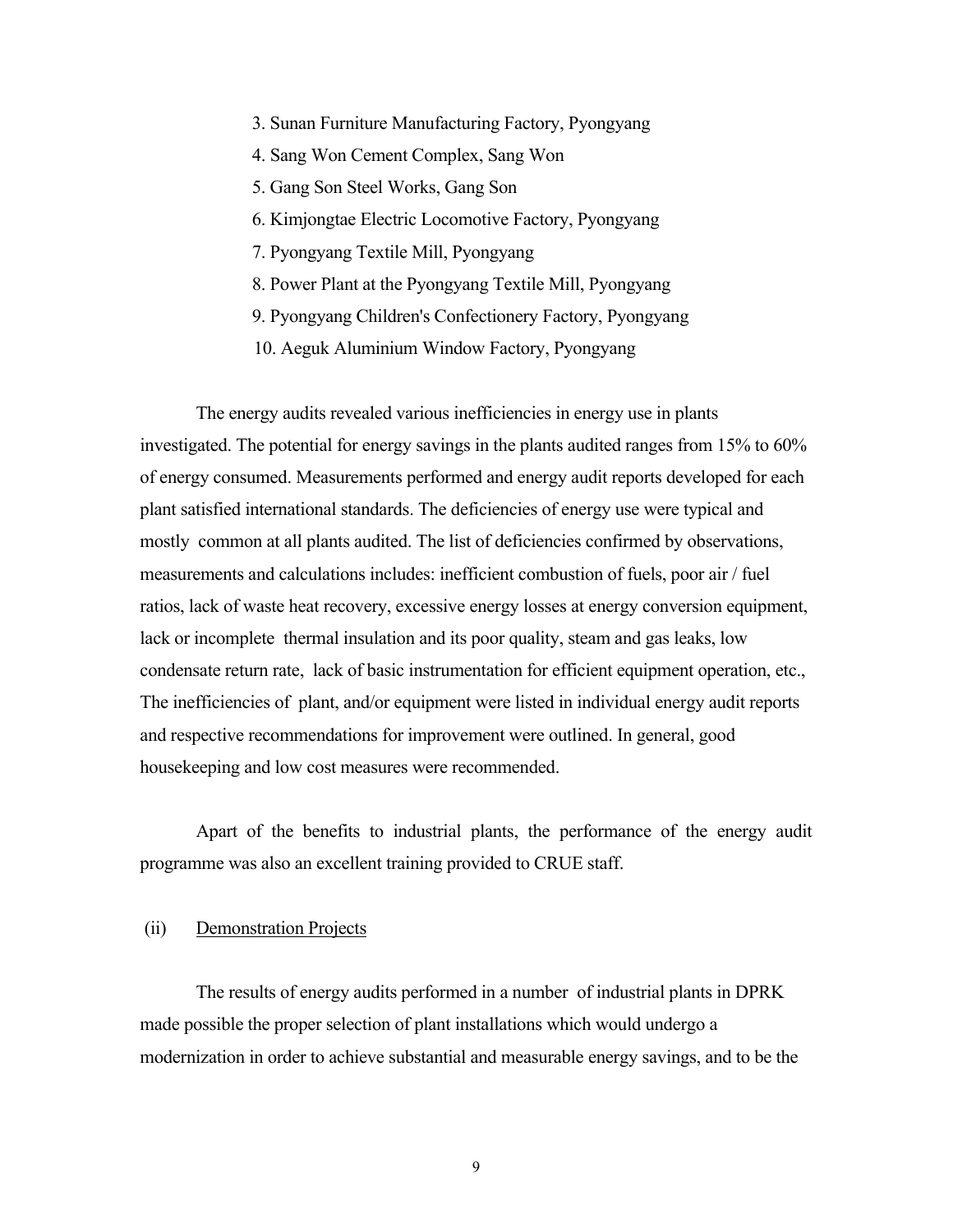3. Sunan Furniture Manufacturing Factory, Pyongyang
4. Sang Won Cement Complex, Sang Won
5. Gang Son Steel Works, Gang Son
6. Kimjongtae Electric Locomotive Factory, Pyongyang
7. Pyongyang Textile Mill, Pyongyang
8. Power Plant at the Pyongyang Textile Mill, Pyongyang
9. Pyongyang Children's Confectionery Factory, Pyongyang
10. Aeguk Aluminium Window Factory, Pyongyang

The energy audits revealed various inefficiencies in energy use in plants investigated. The potential for energy savings in the plants audited ranges from 15% to 60% of energy consumed. Measurements performed and energy audit reports developed for each plant satisfied international standards. The deficiencies of energy use were typical and mostly common at all plants audited. The list of deficiencies confirmed by observations, measurements and calculations includes: inefficient combustion of fuels, poor air / fuel ratios, lack of waste heat recovery, excessive energy losses at energy conversion equipment, lack or incomplete thermal insulation and its poor quality, steam and gas leaks, low condensate return rate, lack of basic instrumentation for efficient equipment operation, etc., The inefficiencies of plant, and/or equipment were listed in individual energy audit reports and respective recommendations for improvement were outlined. In general, good housekeeping and low cost measures were recommended.

Apart of the benefits to industrial plants, the performance of the energy audit programme was also an excellent training provided to CRUE staff.

(ii) <u>Demonstration Projects</u>

The results of energy audits performed in a number of industrial plants in DPRK made possible the proper selection of plant installations which would undergo a modernization in order to achieve substantial and measurable energy savings, and to be the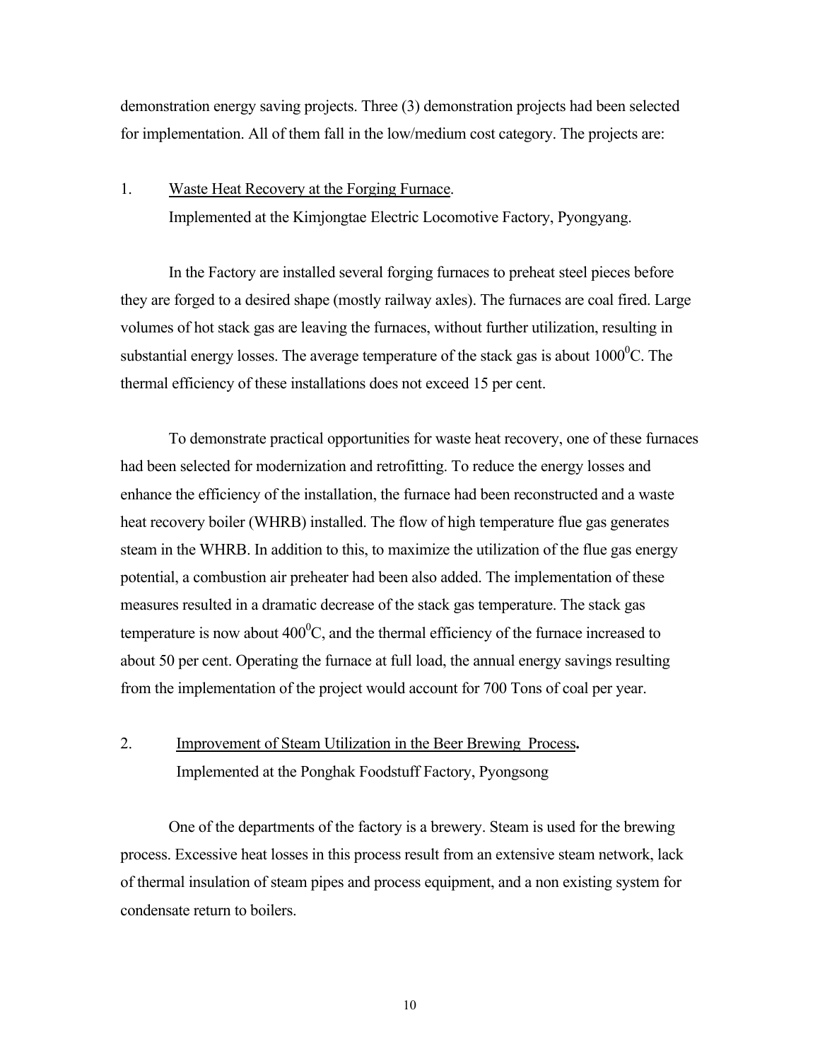demonstration energy saving projects. Three (3) demonstration projects had been selected for implementation. All of them fall in the low/medium cost category. The projects are:

1. Waste Heat Recovery at the Forging Furnace.

   Implemented at the Kimjongtae Electric Locomotive Factory, Pyongyang.

In the Factory are installed several forging furnaces to preheat steel pieces before they are forged to a desired shape (mostly railway axles). The furnaces are coal fired. Large volumes of hot stack gas are leaving the furnaces, without further utilization, resulting in substantial energy losses. The average temperature of the stack gas is about $1000^0$C. The thermal efficiency of these installations does not exceed 15 per cent.

To demonstrate practical opportunities for waste heat recovery, one of these furnaces had been selected for modernization and retrofitting. To reduce the energy losses and enhance the efficiency of the installation, the furnace had been reconstructed and a waste heat recovery boiler (WHRB) installed. The flow of high temperature flue gas generates steam in the WHRB. In addition to this, to maximize the utilization of the flue gas energy potential, a combustion air preheater had been also added. The implementation of these measures resulted in a dramatic decrease of the stack gas temperature. The stack gas temperature is now about $400^0$C, and the thermal efficiency of the furnace increased to about 50 per cent. Operating the furnace at full load, the annual energy savings resulting from the implementation of the project would account for 700 Tons of coal per year.

2. Improvement of Steam Utilization in the Beer Brewing Process**.**

   Implemented at the Ponghak Foodstuff Factory, Pyongsong

One of the departments of the factory is a brewery. Steam is used for the brewing process. Excessive heat losses in this process result from an extensive steam network, lack of thermal insulation of steam pipes and process equipment, and a non existing system for condensate return to boilers.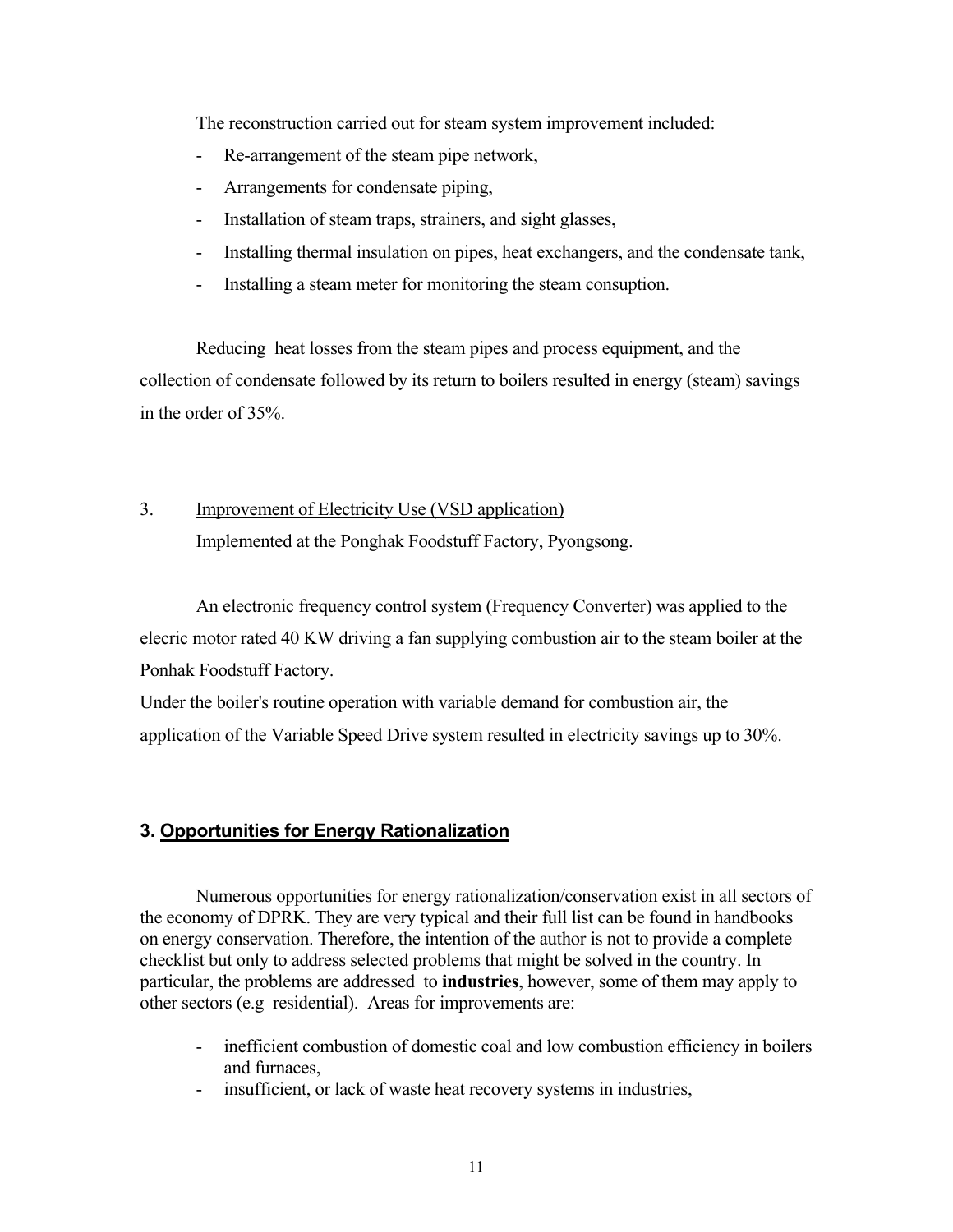The reconstruction carried out for steam system improvement included:

- Re-arrangement of the steam pipe network,
- Arrangements for condensate piping,
- Installation of steam traps, strainers, and sight glasses,
- Installing thermal insulation on pipes, heat exchangers, and the condensate tank,
- Installing a steam meter for monitoring the steam consuption.

Reducing heat losses from the steam pipes and process equipment, and the collection of condensate followed by its return to boilers resulted in energy (steam) savings in the order of 35%.

3. Improvement of Electricity Use (VSD application)
Implemented at the Ponghak Foodstuff Factory, Pyongsong.

An electronic frequency control system (Frequency Converter) was applied to the elecric motor rated 40 KW driving a fan supplying combustion air to the steam boiler at the Ponhak Foodstuff Factory.
Under the boiler's routine operation with variable demand for combustion air, the application of the Variable Speed Drive system resulted in electricity savings up to 30%.

## 3. Opportunities for Energy Rationalization

Numerous opportunities for energy rationalization/conservation exist in all sectors of the economy of DPRK. They are very typical and their full list can be found in handbooks on energy conservation. Therefore, the intention of the author is not to provide a complete checklist but only to address selected problems that might be solved in the country. In particular, the problems are addressed to **industries**, however, some of them may apply to other sectors (e.g residential). Areas for improvements are:

- inefficient combustion of domestic coal and low combustion efficiency in boilers and furnaces,
- insufficient, or lack of waste heat recovery systems in industries,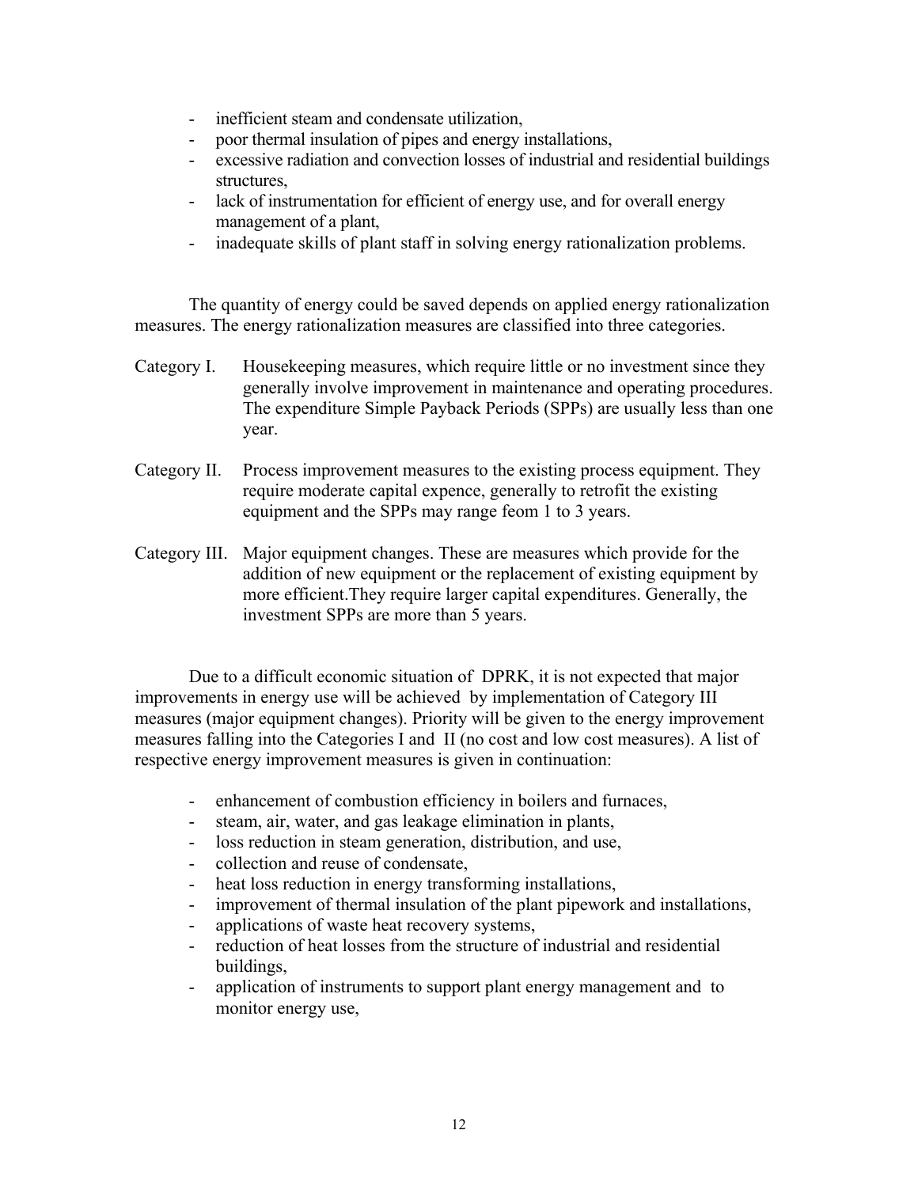- inefficient steam and condensate utilization,
- poor thermal insulation of pipes and energy installations,
- excessive radiation and convection losses of industrial and residential buildings structures,
- lack of instrumentation for efficient of energy use, and for overall energy management of a plant,
- inadequate skills of plant staff in solving energy rationalization problems.

The quantity of energy could be saved depends on applied energy rationalization measures. The energy rationalization measures are classified into three categories.

Category I. Housekeeping measures, which require little or no investment since they generally involve improvement in maintenance and operating procedures. The expenditure Simple Payback Periods (SPPs) are usually less than one year.

Category II. Process improvement measures to the existing process equipment. They require moderate capital expence, generally to retrofit the existing equipment and the SPPs may range feom 1 to 3 years.

Category III. Major equipment changes. These are measures which provide for the addition of new equipment or the replacement of existing equipment by more efficient.They require larger capital expenditures. Generally, the investment SPPs are more than 5 years.

Due to a difficult economic situation of DPRK, it is not expected that major improvements in energy use will be achieved by implementation of Category III measures (major equipment changes). Priority will be given to the energy improvement measures falling into the Categories I and II (no cost and low cost measures). A list of respective energy improvement measures is given in continuation:

- enhancement of combustion efficiency in boilers and furnaces,
- steam, air, water, and gas leakage elimination in plants,
- loss reduction in steam generation, distribution, and use,
- collection and reuse of condensate,
- heat loss reduction in energy transforming installations,
- improvement of thermal insulation of the plant pipework and installations,
- applications of waste heat recovery systems,
- reduction of heat losses from the structure of industrial and residential buildings,
- application of instruments to support plant energy management and to monitor energy use,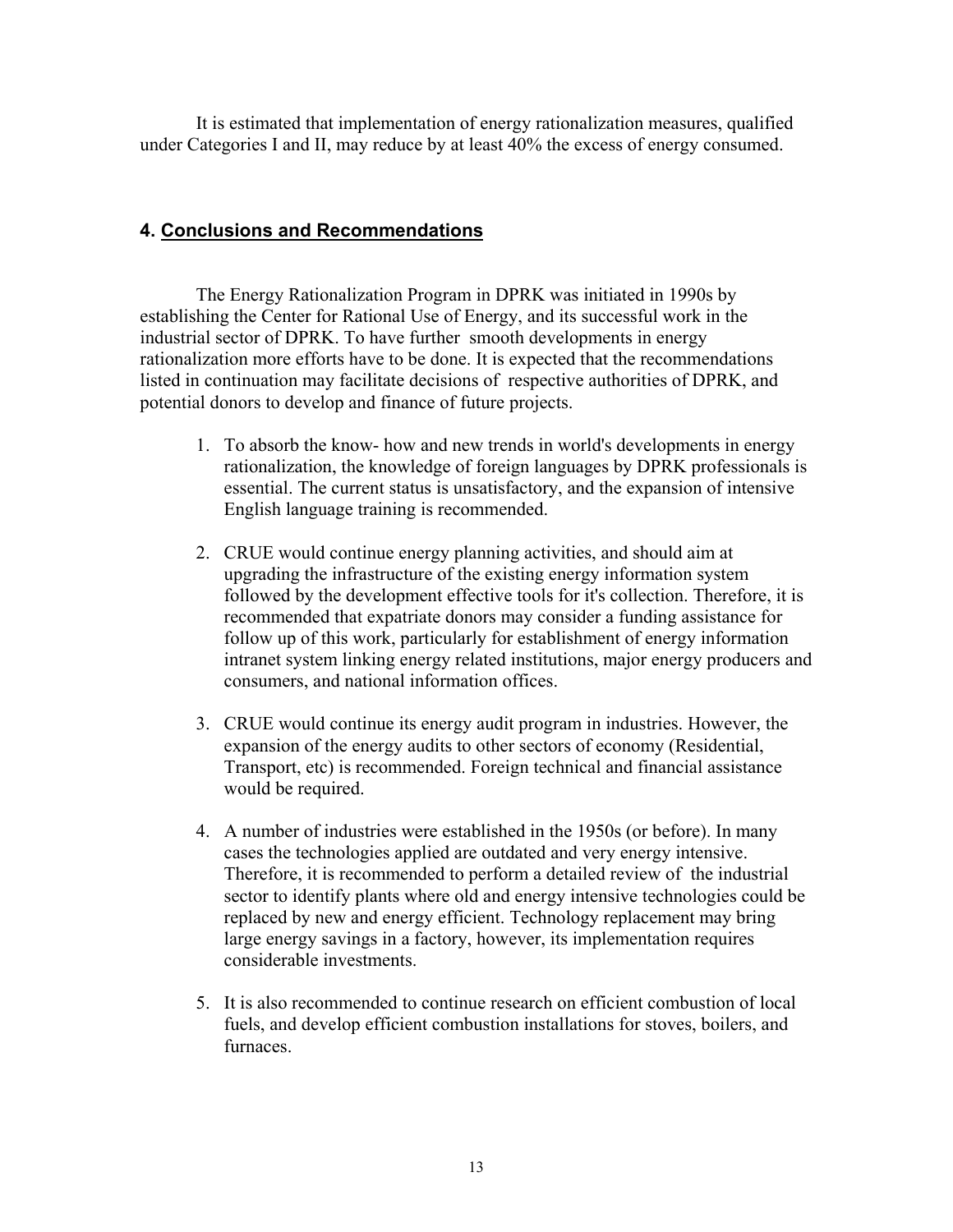It is estimated that implementation of energy rationalization measures, qualified under Categories I and II, may reduce by at least 40% the excess of energy consumed.

## 4. Conclusions and Recommendations

The Energy Rationalization Program in DPRK was initiated in 1990s by establishing the Center for Rational Use of Energy, and its successful work in the industrial sector of DPRK. To have further smooth developments in energy rationalization more efforts have to be done. It is expected that the recommendations listed in continuation may facilitate decisions of respective authorities of DPRK, and potential donors to develop and finance of future projects.

1. To absorb the know- how and new trends in world's developments in energy rationalization, the knowledge of foreign languages by DPRK professionals is essential. The current status is unsatisfactory, and the expansion of intensive English language training is recommended.

2. CRUE would continue energy planning activities, and should aim at upgrading the infrastructure of the existing energy information system followed by the development effective tools for it's collection. Therefore, it is recommended that expatriate donors may consider a funding assistance for follow up of this work, particularly for establishment of energy information intranet system linking energy related institutions, major energy producers and consumers, and national information offices.

3. CRUE would continue its energy audit program in industries. However, the expansion of the energy audits to other sectors of economy (Residential, Transport, etc) is recommended. Foreign technical and financial assistance would be required.

4. A number of industries were established in the 1950s (or before). In many cases the technologies applied are outdated and very energy intensive. Therefore, it is recommended to perform a detailed review of the industrial sector to identify plants where old and energy intensive technologies could be replaced by new and energy efficient. Technology replacement may bring large energy savings in a factory, however, its implementation requires considerable investments.

5. It is also recommended to continue research on efficient combustion of local fuels, and develop efficient combustion installations for stoves, boilers, and furnaces.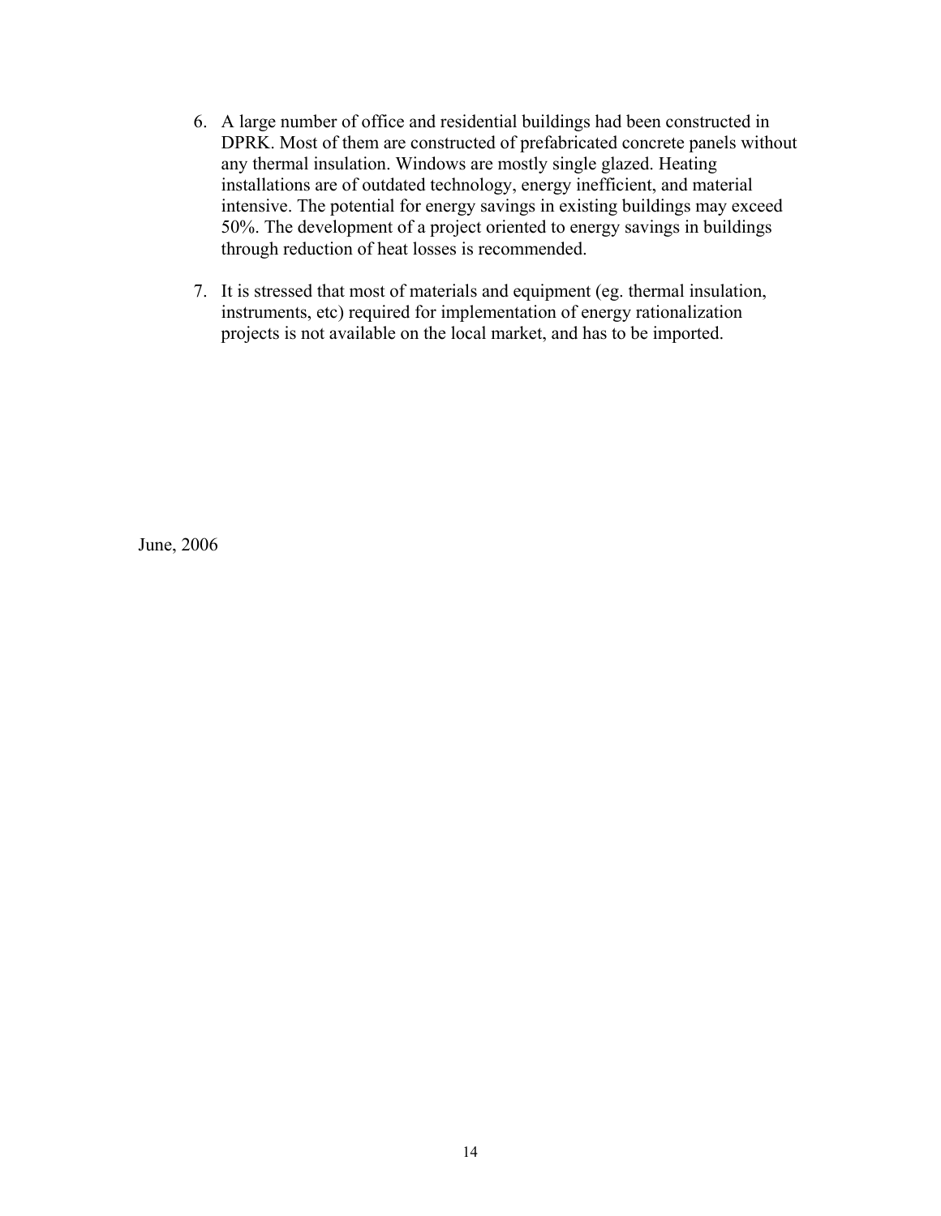6. A large number of office and residential buildings had been constructed in DPRK. Most of them are constructed of prefabricated concrete panels without any thermal insulation. Windows are mostly single glazed. Heating installations are of outdated technology, energy inefficient, and material intensive. The potential for energy savings in existing buildings may exceed 50%. The development of a project oriented to energy savings in buildings through reduction of heat losses is recommended.

7. It is stressed that most of materials and equipment (eg. thermal insulation, instruments, etc) required for implementation of energy rationalization projects is not available on the local market, and has to be imported.

June, 2006